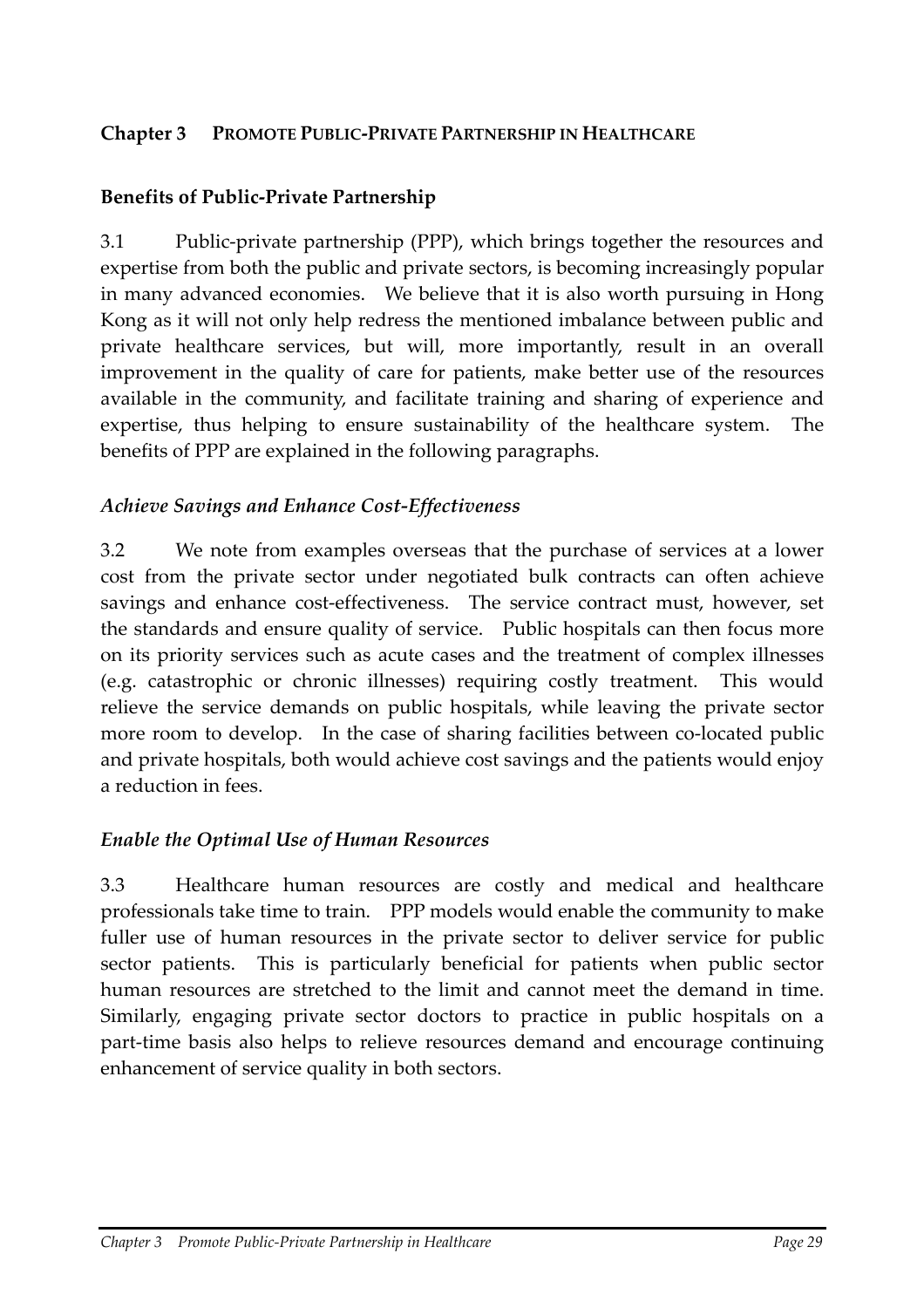# Chapter 3 PROMOTE PUBLIC-PRIVATE PARTNERSHIP IN HEALTHCARE

## Benefits of Public-Private Partnership

3.1 Public-private partnership (PPP), which brings together the resources and expertise from both the public and private sectors, is becoming increasingly popular in many advanced economies. We believe that it is also worth pursuing in Hong Kong as it will not only help redress the mentioned imbalance between public and private healthcare services, but will, more importantly, result in an overall improvement in the quality of care for patients, make better use of the resources available in the community, and facilitate training and sharing of experience and expertise, thus helping to ensure sustainability of the healthcare system. The benefits of PPP are explained in the following paragraphs.

### *Achieve Savings and Enhance Cost-Effectiveness*

3.2 We note from examples overseas that the purchase of services at a lower cost from the private sector under negotiated bulk contracts can often achieve savings and enhance cost-effectiveness. The service contract must, however, set the standards and ensure quality of service. Public hospitals can then focus more on its priority services such as acute cases and the treatment of complex illnesses (e.g. catastrophic or chronic illnesses) requiring costly treatment. This would relieve the service demands on public hospitals, while leaving the private sector more room to develop. In the case of sharing facilities between co-located public and private hospitals, both would achieve cost savings and the patients would enjoy a reduction in fees.

### *Enable the Optimal Use of Human Resources*

3.3 Healthcare human resources are costly and medical and healthcare professionals take time to train. PPP models would enable the community to make fuller use of human resources in the private sector to deliver service for public sector patients. This is particularly beneficial for patients when public sector human resources are stretched to the limit and cannot meet the demand in time. Similarly, engaging private sector doctors to practice in public hospitals on a part-time basis also helps to relieve resources demand and encourage continuing enhancement of service quality in both sectors.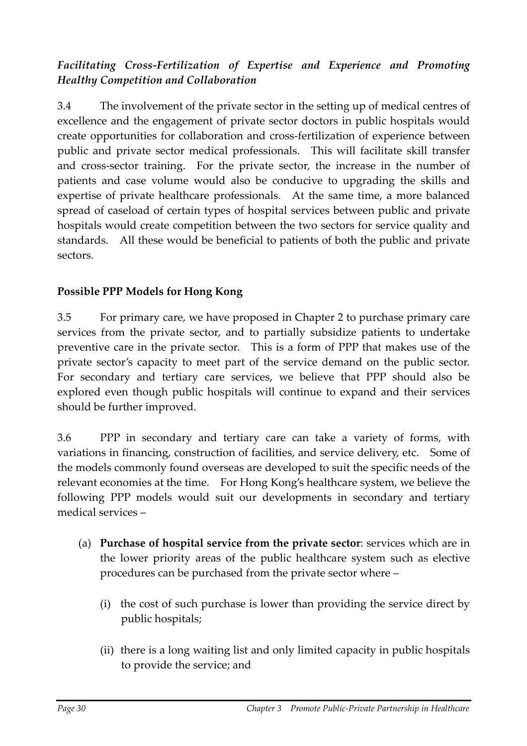### *Facilitating Cross-Fertilization of Expertise and Experience and Promoting Healthy Competition and Collaboration*

3.4 The involvement of the private sector in the setting up of medical centres of excellence and the engagement of private sector doctors in public hospitals would create opportunities for collaboration and cross-fertilization of experience between public and private sector medical professionals. This will facilitate skill transfer and cross-sector training. For the private sector, the increase in the number of patients and case volume would also be conducive to upgrading the skills and expertise of private healthcare professionals. At the same time, a more balanced spread of caseload of certain types of hospital services between public and private hospitals would create competition between the two sectors for service quality and standards. All these would be beneficial to patients of both the public and private sectors.

### **Possible PPP Models for Hong Kong**

3.5 For primary care, we have proposed in Chapter 2 to purchase primary care services from the private sector, and to partially subsidize patients to undertake preventive care in the private sector. This is a form of PPP that makes use of the private sector's capacity to meet part of the service demand on the public sector. For secondary and tertiary care services, we believe that PPP should also be explored even though public hospitals will continue to expand and their services should be further improved.

3.6 PPP in secondary and tertiary care can take a variety of forms, with variations in financing, construction of facilities, and service delivery, etc. Some of the models commonly found overseas are developed to suit the specific needs of the relevant economies at the time. For Hong Kong's healthcare system, we believe the following PPP models would suit our developments in secondary and tertiary medical services –

(a) **Purchase of hospital service from the private sector**: services which are in the lower priority areas of the public healthcare system such as elective procedures can be purchased from the private sector where –

   (i) the cost of such purchase is lower than providing the service direct by public hospitals;

   (ii) there is a long waiting list and only limited capacity in public hospitals to provide the service; and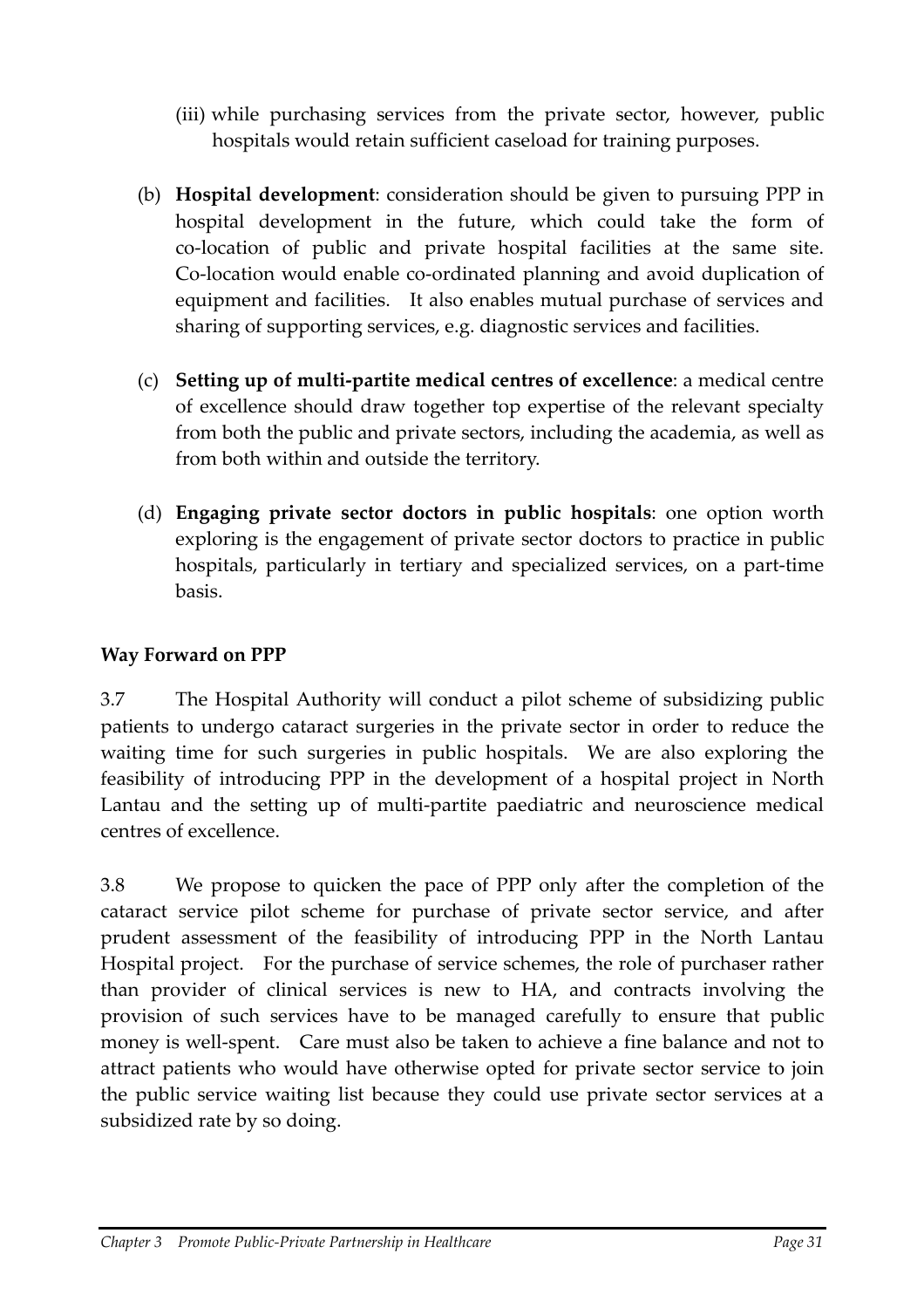(iii) while purchasing services from the private sector, however, public hospitals would retain sufficient caseload for training purposes.

(b) **Hospital development**: consideration should be given to pursuing PPP in hospital development in the future, which could take the form of co-location of public and private hospital facilities at the same site. Co-location would enable co-ordinated planning and avoid duplication of equipment and facilities. It also enables mutual purchase of services and sharing of supporting services, e.g. diagnostic services and facilities.

(c) **Setting up of multi-partite medical centres of excellence**: a medical centre of excellence should draw together top expertise of the relevant specialty from both the public and private sectors, including the academia, as well as from both within and outside the territory.

(d) **Engaging private sector doctors in public hospitals**: one option worth exploring is the engagement of private sector doctors to practice in public hospitals, particularly in tertiary and specialized services, on a part-time basis.

**Way Forward on PPP**

3.7 The Hospital Authority will conduct a pilot scheme of subsidizing public patients to undergo cataract surgeries in the private sector in order to reduce the waiting time for such surgeries in public hospitals. We are also exploring the feasibility of introducing PPP in the development of a hospital project in North Lantau and the setting up of multi-partite paediatric and neuroscience medical centres of excellence.

3.8 We propose to quicken the pace of PPP only after the completion of the cataract service pilot scheme for purchase of private sector service, and after prudent assessment of the feasibility of introducing PPP in the North Lantau Hospital project. For the purchase of service schemes, the role of purchaser rather than provider of clinical services is new to HA, and contracts involving the provision of such services have to be managed carefully to ensure that public money is well-spent. Care must also be taken to achieve a fine balance and not to attract patients who would have otherwise opted for private sector service to join the public service waiting list because they could use private sector services at a subsidized rate by so doing.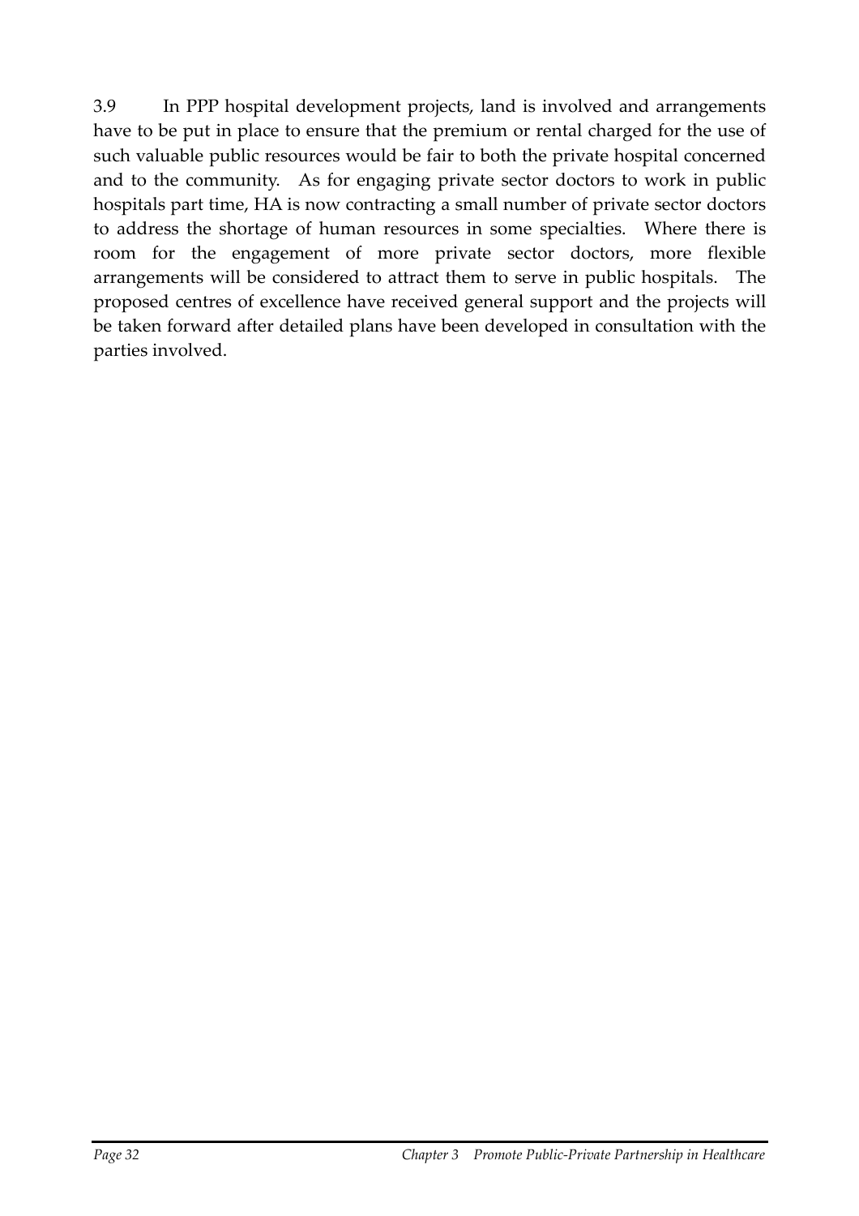3.9 In PPP hospital development projects, land is involved and arrangements have to be put in place to ensure that the premium or rental charged for the use of such valuable public resources would be fair to both the private hospital concerned and to the community. As for engaging private sector doctors to work in public hospitals part time, HA is now contracting a small number of private sector doctors to address the shortage of human resources in some specialties. Where there is room for the engagement of more private sector doctors, more flexible arrangements will be considered to attract them to serve in public hospitals. The proposed centres of excellence have received general support and the projects will be taken forward after detailed plans have been developed in consultation with the parties involved.